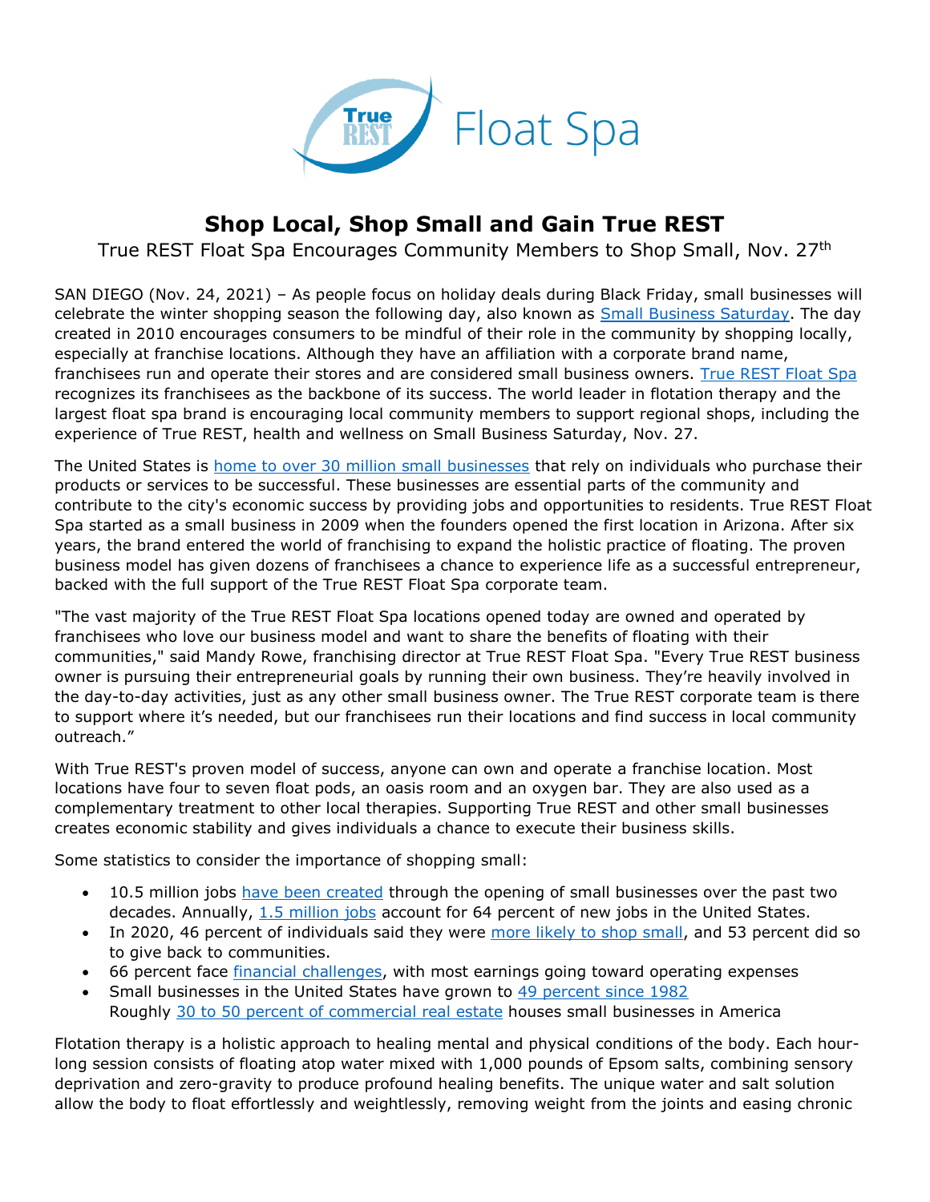True REST Float Spa

# Shop Local, Shop Small and Gain True REST

True REST Float Spa Encourages Community Members to Shop Small, Nov. 27th

SAN DIEGO (Nov. 24, 2021) – As people focus on holiday deals during Black Friday, small businesses will celebrate the winter shopping season the following day, also known as Small Business Saturday. The day created in 2010 encourages consumers to be mindful of their role in the community by shopping locally, especially at franchise locations. Although they have an affiliation with a corporate brand name, franchisees run and operate their stores and are considered small business owners. True REST Float Spa recognizes its franchisees as the backbone of its success. The world leader in flotation therapy and the largest float spa brand is encouraging local community members to support regional shops, including the experience of True REST, health and wellness on Small Business Saturday, Nov. 27.

The United States is home to over 30 million small businesses that rely on individuals who purchase their products or services to be successful. These businesses are essential parts of the community and contribute to the city's economic success by providing jobs and opportunities to residents. True REST Float Spa started as a small business in 2009 when the founders opened the first location in Arizona. After six years, the brand entered the world of franchising to expand the holistic practice of floating. The proven business model has given dozens of franchisees a chance to experience life as a successful entrepreneur, backed with the full support of the True REST Float Spa corporate team.

"The vast majority of the True REST Float Spa locations opened today are owned and operated by franchisees who love our business model and want to share the benefits of floating with their communities," said Mandy Rowe, franchising director at True REST Float Spa. "Every True REST business owner is pursuing their entrepreneurial goals by running their own business. They're heavily involved in the day-to-day activities, just as any other small business owner. The True REST corporate team is there to support where it's needed, but our franchisees run their locations and find success in local community outreach."

With True REST's proven model of success, anyone can own and operate a franchise location. Most locations have four to seven float pods, an oasis room and an oxygen bar. They are also used as a complementary treatment to other local therapies. Supporting True REST and other small businesses creates economic stability and gives individuals a chance to execute their business skills.

Some statistics to consider the importance of shopping small:

- 10.5 million jobs have been created through the opening of small businesses over the past two decades. Annually, 1.5 million jobs account for 64 percent of new jobs in the United States.
- In 2020, 46 percent of individuals said they were more likely to shop small, and 53 percent did so to give back to communities.
- 66 percent face financial challenges, with most earnings going toward operating expenses
- Small businesses in the United States have grown to 49 percent since 1982
  Roughly 30 to 50 percent of commercial real estate houses small businesses in America

Flotation therapy is a holistic approach to healing mental and physical conditions of the body. Each hour-long session consists of floating atop water mixed with 1,000 pounds of Epsom salts, combining sensory deprivation and zero-gravity to produce profound healing benefits. The unique water and salt solution allow the body to float effortlessly and weightlessly, removing weight from the joints and easing chronic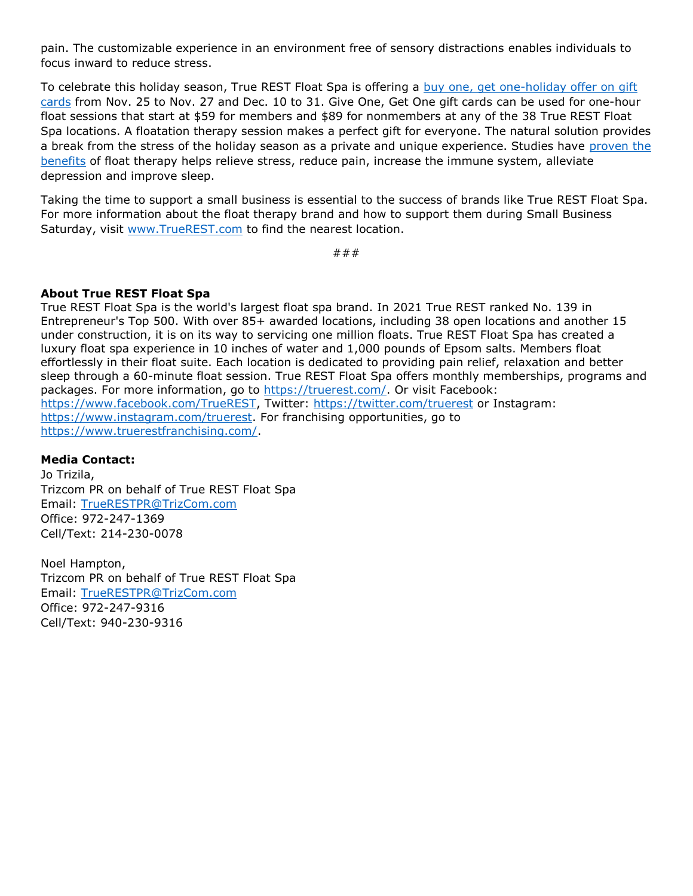pain. The customizable experience in an environment free of sensory distractions enables individuals to focus inward to reduce stress.

To celebrate this holiday season, True REST Float Spa is offering a buy one, get one-holiday offer on gift cards from Nov. 25 to Nov. 27 and Dec. 10 to 31. Give One, Get One gift cards can be used for one-hour float sessions that start at $59 for members and $89 for nonmembers at any of the 38 True REST Float Spa locations. A floatation therapy session makes a perfect gift for everyone. The natural solution provides a break from the stress of the holiday season as a private and unique experience. Studies have proven the benefits of float therapy helps relieve stress, reduce pain, increase the immune system, alleviate depression and improve sleep.

Taking the time to support a small business is essential to the success of brands like True REST Float Spa. For more information about the float therapy brand and how to support them during Small Business Saturday, visit www.TrueREST.com to find the nearest location.

###

**About True REST Float Spa**
True REST Float Spa is the world's largest float spa brand. In 2021 True REST ranked No. 139 in Entrepreneur's Top 500. With over 85+ awarded locations, including 38 open locations and another 15 under construction, it is on its way to servicing one million floats. True REST Float Spa has created a luxury float spa experience in 10 inches of water and 1,000 pounds of Epsom salts. Members float effortlessly in their float suite. Each location is dedicated to providing pain relief, relaxation and better sleep through a 60-minute float session. True REST Float Spa offers monthly memberships, programs and packages. For more information, go to https://truerest.com/. Or visit Facebook: https://www.facebook.com/TrueREST, Twitter: https://twitter.com/truerest or Instagram: https://www.instagram.com/truerest. For franchising opportunities, go to https://www.truerestfranchising.com/.

**Media Contact:**
Jo Trizila,
Trizcom PR on behalf of True REST Float Spa
Email: TrueRESTPR@TrizCom.com
Office: 972-247-1369
Cell/Text: 214-230-0078

Noel Hampton,
Trizcom PR on behalf of True REST Float Spa
Email: TrueRESTPR@TrizCom.com
Office: 972-247-9316
Cell/Text: 940-230-9316